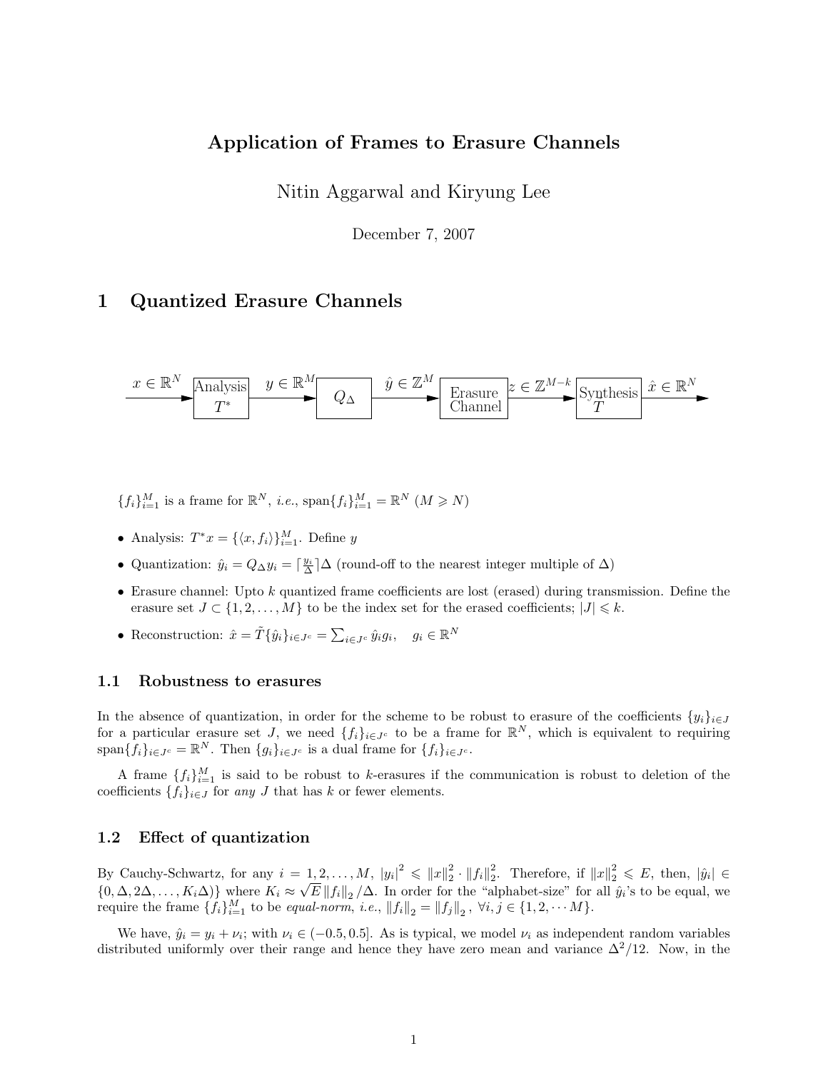# Application of Frames to Erasure Channels

Nitin Aggarwal and Kiryung Lee

December 7, 2007

## 1 Quantized Erasure Channels

$x \in \mathbb{R}^N$ → Analysis $T^*$ → $y \in \mathbb{R}^M$ → $Q_\Delta$ → $\hat{y} \in \mathbb{Z}^M$ → Erasure Channel → $z \in \mathbb{Z}^{M-k}$ → Synthesis $T$ → $\hat{x} \in \mathbb{R}^N$

$\{f_i\}_{i=1}^M$ is a frame for $\mathbb{R}^N$, *i.e.*, $\text{span}\{f_i\}_{i=1}^M = \mathbb{R}^N$ $(M \geqslant N)$

- Analysis: $T^*x = \{\langle x, f_i \rangle\}_{i=1}^M$. Define $y$
- Quantization: $\hat{y}_i = Q_\Delta y_i = \lceil \frac{y_i}{\Delta} \rfloor \Delta$ (round-off to the nearest integer multiple of $\Delta$)
- Erasure channel: Upto $k$ quantized frame coefficients are lost (erased) during transmission. Define the erasure set $J \subset \{1, 2, \ldots, M\}$ to be the index set for the erased coefficients; $|J| \leqslant k$.
- Reconstruction: $\hat{x} = \tilde{T}\{\hat{y}_i\}_{i \in J^c} = \sum_{i \in J^c} \hat{y}_i g_i, \quad g_i \in \mathbb{R}^N$

### 1.1 Robustness to erasures

In the absence of quantization, in order for the scheme to be robust to erasure of the coefficients $\{y_i\}_{i \in J}$ for a particular erasure set $J$, we need $\{f_i\}_{i \in J^c}$ to be a frame for $\mathbb{R}^N$, which is equivalent to requiring $\text{span}\{f_i\}_{i \in J^c} = \mathbb{R}^N$. Then $\{g_i\}_{i \in J^c}$ is a dual frame for $\{f_i\}_{i \in J^c}$.

A frame $\{f_i\}_{i=1}^M$ is said to be robust to $k$-erasures if the communication is robust to deletion of the coefficients $\{f_i\}_{i \in J}$ for *any* $J$ that has $k$ or fewer elements.

### 1.2 Effect of quantization

By Cauchy-Schwartz, for any $i = 1, 2, \ldots, M$, $|y_i|^2 \leqslant \|x\|_2^2 \cdot \|f_i\|_2^2$. Therefore, if $\|x\|_2^2 \leqslant E$, then, $|\hat{y}_i| \in \{0, \Delta, 2\Delta, \ldots, K_i\Delta)\}$ where $K_i \approx \sqrt{E}\,\|f_i\|_2 / \Delta$. In order for the "alphabet-size" for all $\hat{y}_i$'s to be equal, we require the frame $\{f_i\}_{i=1}^M$ to be *equal-norm*, *i.e.*, $\|f_i\|_2 = \|f_j\|_2$, $\forall i, j \in \{1, 2, \cdots M\}$.

We have, $\hat{y}_i = y_i + \nu_i$; with $\nu_i \in (-0.5, 0.5]$. As is typical, we model $\nu_i$ as independent random variables distributed uniformly over their range and hence they have zero mean and variance $\Delta^2/12$. Now, in the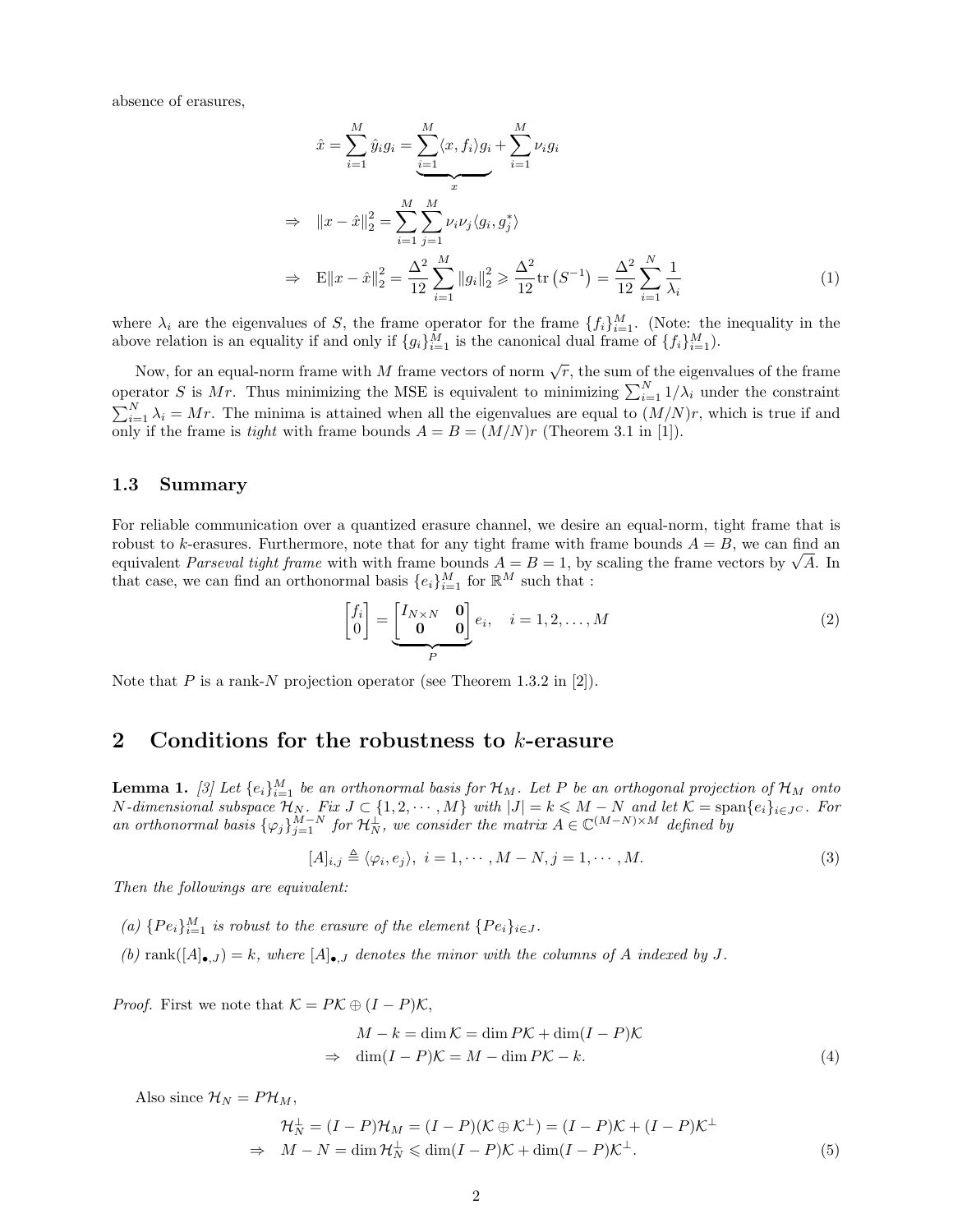absence of erasures,

$$
\begin{aligned}
\hat{x} &= \sum_{i=1}^{M} \hat{y}_i g_i = \underbrace{\sum_{i=1}^{M} \langle x, f_i \rangle g_i}_{x} + \sum_{i=1}^{M} \nu_i g_i \\
\Rightarrow \quad \|x - \hat{x}\|_2^2 &= \sum_{i=1}^{M} \sum_{j=1}^{M} \nu_i \nu_j \langle g_i, g_j^* \rangle \\
\Rightarrow \quad \mathrm{E}\|x - \hat{x}\|_2^2 &= \frac{\Delta^2}{12} \sum_{i=1}^{M} \|g_i\|_2^2 \geqslant \frac{\Delta^2}{12} \mathrm{tr}\left(S^{-1}\right) = \frac{\Delta^2}{12} \sum_{i=1}^{N} \frac{1}{\lambda_i}
\end{aligned} \tag{1}
$$

where $\lambda_i$ are the eigenvalues of $S$, the frame operator for the frame $\{f_i\}_{i=1}^M$. (Note: the inequality in the above relation is an equality if and only if $\{g_i\}_{i=1}^M$ is the canonical dual frame of $\{f_i\}_{i=1}^M$).

Now, for an equal-norm frame with $M$ frame vectors of norm $\sqrt{r}$, the sum of the eigenvalues of the frame operator $S$ is $Mr$. Thus minimizing the MSE is equivalent to minimizing $\sum_{i=1}^{N} 1/\lambda_i$ under the constraint $\sum_{i=1}^{N} \lambda_i = Mr$. The minima is attained when all the eigenvalues are equal to $(M/N)r$, which is true if and only if the frame is *tight* with frame bounds $A = B = (M/N)r$ (Theorem 3.1 in [1]).

### 1.3 Summary

For reliable communication over a quantized erasure channel, we desire an equal-norm, tight frame that is robust to $k$-erasures. Furthermore, note that for any tight frame with frame bounds $A = B$, we can find an equivalent *Parseval tight frame* with with frame bounds $A = B = 1$, by scaling the frame vectors by $\sqrt{A}$. In that case, we can find an orthonormal basis $\{e_i\}_{i=1}^M$ for $\mathbb{R}^M$ such that :

$$
\begin{bmatrix} f_i \\ 0 \end{bmatrix} = \underbrace{\begin{bmatrix} I_{N \times N} & \mathbf{0} \\ \mathbf{0} & \mathbf{0} \end{bmatrix}}_{P} e_i, \quad i = 1, 2, \ldots, M \tag{2}
$$

Note that $P$ is a rank-$N$ projection operator (see Theorem 1.3.2 in [2]).

## 2 Conditions for the robustness to $k$-erasure

**Lemma 1.** *[3] Let $\{e_i\}_{i=1}^M$ be an orthonormal basis for $\mathcal{H}_M$. Let $P$ be an orthogonal projection of $\mathcal{H}_M$ onto $N$-dimensional subspace $\mathcal{H}_N$. Fix $J \subset \{1, 2, \cdots, M\}$ with $|J| = k \leqslant M - N$ and let $\mathcal{K} = \mathrm{span}\{e_i\}_{i \in J^C}$. For an orthonormal basis $\{\varphi_j\}_{j=1}^{M-N}$ for $\mathcal{H}_N^\perp$, we consider the matrix $A \in \mathbb{C}^{(M-N) \times M}$ defined by*

$$
[A]_{i,j} \triangleq \langle \varphi_i, e_j \rangle, \ \ i = 1, \cdots, M - N, j = 1, \cdots, M. \tag{3}
$$

*Then the followings are equivalent:*

*(a) $\{Pe_i\}_{i=1}^M$ is robust to the erasure of the element $\{Pe_i\}_{i \in J}$.*

*(b) $\mathrm{rank}([A]_{\bullet,J}) = k$, where $[A]_{\bullet,J}$ denotes the minor with the columns of $A$ indexed by $J$.*

*Proof.* First we note that $\mathcal{K} = P\mathcal{K} \oplus (I - P)\mathcal{K}$,

$$
\begin{aligned}
M - k = \dim \mathcal{K} &= \dim P\mathcal{K} + \dim(I - P)\mathcal{K} \\
\Rightarrow \quad \dim(I - P)\mathcal{K} &= M - \dim P\mathcal{K} - k.
\end{aligned} \tag{4}
$$

Also since $\mathcal{H}_N = P\mathcal{H}_M$,

$$
\begin{aligned}
\mathcal{H}_N^\perp &= (I - P)\mathcal{H}_M = (I - P)(\mathcal{K} \oplus \mathcal{K}^\perp) = (I - P)\mathcal{K} + (I - P)\mathcal{K}^\perp \\
\Rightarrow \quad M - N &= \dim \mathcal{H}_N^\perp \leqslant \dim(I - P)\mathcal{K} + \dim(I - P)\mathcal{K}^\perp.
\end{aligned} \tag{5}
$$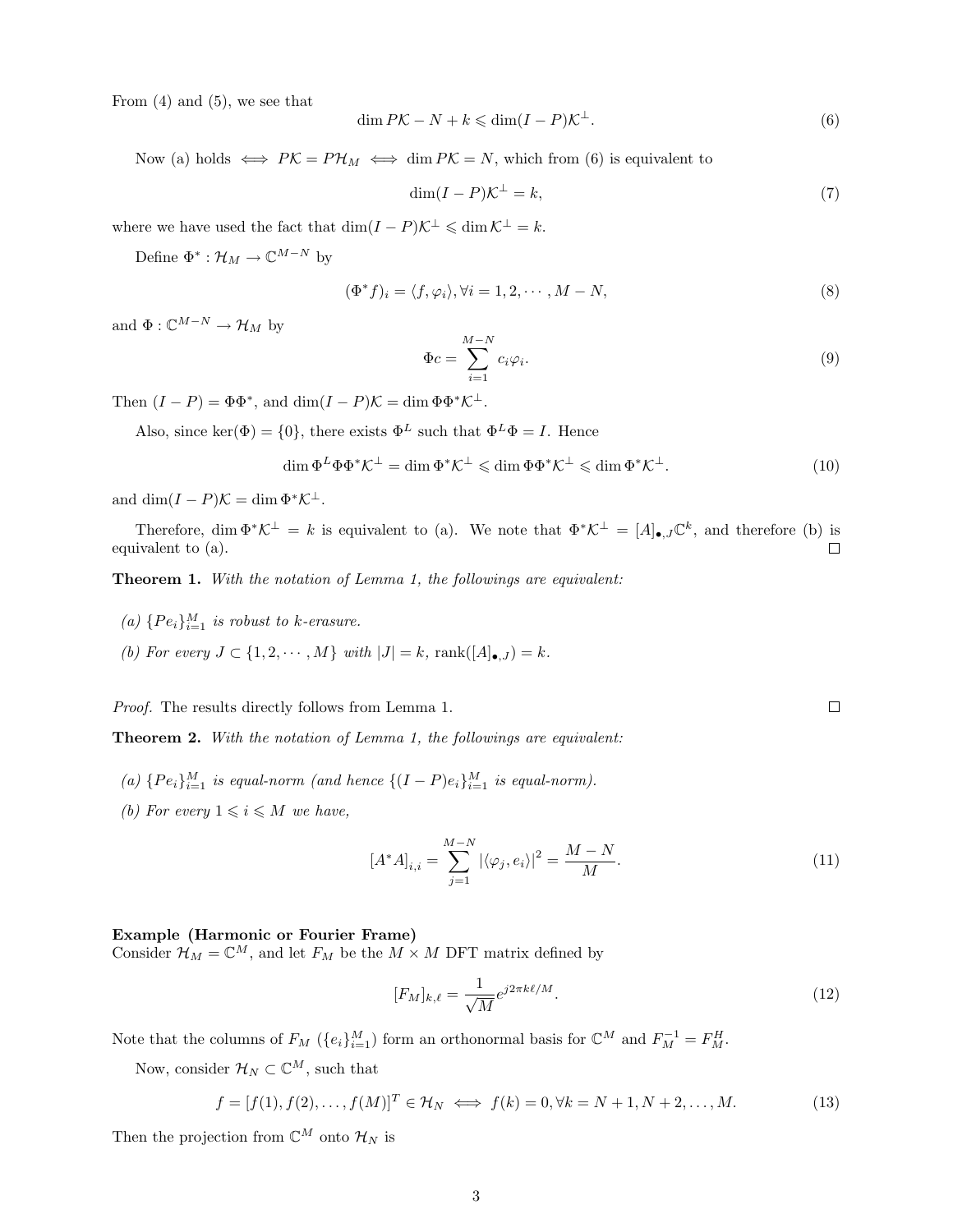From (4) and (5), we see that

$$\dim P\mathcal{K} - N + k \leqslant \dim(I-P)\mathcal{K}^{\perp}. \tag{6}$$

Now (a) holds $\iff P\mathcal{K} = P\mathcal{H}_M \iff \dim P\mathcal{K} = N$, which from (6) is equivalent to

$$\dim(I-P)\mathcal{K}^{\perp} = k, \tag{7}$$

where we have used the fact that $\dim(I-P)\mathcal{K}^{\perp} \leqslant \dim \mathcal{K}^{\perp} = k$.

Define $\Phi^* : \mathcal{H}_M \to \mathbb{C}^{M-N}$ by

$$(\Phi^* f)_i = \langle f, \varphi_i \rangle, \forall i = 1, 2, \cdots, M-N, \tag{8}$$

and $\Phi : \mathbb{C}^{M-N} \to \mathcal{H}_M$ by

$$\Phi c = \sum_{i=1}^{M-N} c_i \varphi_i. \tag{9}$$

Then $(I-P) = \Phi\Phi^*$, and $\dim(I-P)\mathcal{K} = \dim \Phi\Phi^*\mathcal{K}^{\perp}$.

Also, since $\ker(\Phi) = \{0\}$, there exists $\Phi^L$ such that $\Phi^L\Phi = I$. Hence

$$\dim \Phi^L\Phi\Phi^*\mathcal{K}^{\perp} = \dim \Phi^*\mathcal{K}^{\perp} \leqslant \dim \Phi\Phi^*\mathcal{K}^{\perp} \leqslant \dim \Phi^*\mathcal{K}^{\perp}. \tag{10}$$

and $\dim(I-P)\mathcal{K} = \dim \Phi^*\mathcal{K}^{\perp}$.

Therefore, $\dim \Phi^*\mathcal{K}^{\perp} = k$ is equivalent to (a). We note that $\Phi^*\mathcal{K}^{\perp} = [A]_{\bullet,J}\mathbb{C}^k$, and therefore (b) is equivalent to (a). □

**Theorem 1.** *With the notation of Lemma 1, the followings are equivalent:*

- *(a)* $\{Pe_i\}_{i=1}^M$ *is robust to k-erasure.*
- *(b) For every* $J \subset \{1, 2, \cdots, M\}$ *with* $|J| = k$, $\operatorname{rank}([A]_{\bullet,J}) = k$.

*Proof.* The results directly follows from Lemma 1. □

**Theorem 2.** *With the notation of Lemma 1, the followings are equivalent:*

- *(a)* $\{Pe_i\}_{i=1}^M$ *is equal-norm (and hence* $\{(I-P)e_i\}_{i=1}^M$ *is equal-norm).*
- *(b) For every* $1 \leqslant i \leqslant M$ *we have,*

$$[A^*A]_{i,i} = \sum_{j=1}^{M-N} |\langle \varphi_j, e_i \rangle|^2 = \frac{M-N}{M}. \tag{11}$$

**Example (Harmonic or Fourier Frame)**
Consider $\mathcal{H}_M = \mathbb{C}^M$, and let $F_M$ be the $M \times M$ DFT matrix defined by

$$[F_M]_{k,\ell} = \frac{1}{\sqrt{M}} e^{j2\pi k\ell/M}. \tag{12}$$

Note that the columns of $F_M$ ($\{e_i\}_{i=1}^M$) form an orthonormal basis for $\mathbb{C}^M$ and $F_M^{-1} = F_M^H$.

Now, consider $\mathcal{H}_N \subset \mathbb{C}^M$, such that

$$f = [f(1), f(2), \ldots, f(M)]^T \in \mathcal{H}_N \iff f(k) = 0, \forall k = N+1, N+2, \ldots, M. \tag{13}$$

Then the projection from $\mathbb{C}^M$ onto $\mathcal{H}_N$ is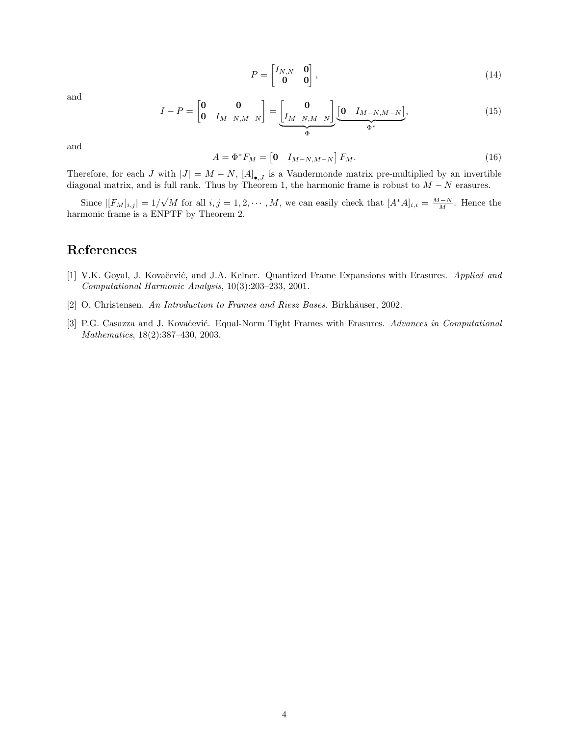$$
P = \begin{bmatrix} I_{N,N} & \mathbf{0} \\ \mathbf{0} & \mathbf{0} \end{bmatrix}, \tag{14}
$$

and

$$
I - P = \begin{bmatrix} \mathbf{0} & \mathbf{0} \\ \mathbf{0} & I_{M-N,M-N} \end{bmatrix} = \underbrace{\begin{bmatrix} \mathbf{0} \\ I_{M-N,M-N} \end{bmatrix}}_{\Phi} \underbrace{\begin{bmatrix} \mathbf{0} & I_{M-N,M-N} \end{bmatrix}}_{\Phi^*}, \tag{15}
$$

and

$$
A = \Phi^* F_M = \begin{bmatrix} \mathbf{0} & I_{M-N,M-N} \end{bmatrix} F_M. \tag{16}
$$

Therefore, for each $J$ with $|J| = M - N$, $[A]_{\bullet,J}$ is a Vandermonde matrix pre-multiplied by an invertible diagonal matrix, and is full rank. Thus by Theorem 1, the harmonic frame is robust to $M - N$ erasures.

Since $|[F_M]_{i,j}| = 1/\sqrt{M}$ for all $i, j = 1, 2, \cdots, M$, we can easily check that $[A^*A]_{i,i} = \frac{M-N}{M}$. Hence the harmonic frame is a ENPTF by Theorem 2.

## References

[1] V.K. Goyal, J. Kovačević, and J.A. Kelner. Quantized Frame Expansions with Erasures. *Applied and Computational Harmonic Analysis*, 10(3):203–233, 2001.

[2] O. Christensen. *An Introduction to Frames and Riesz Bases*. Birkhäuser, 2002.

[3] P.G. Casazza and J. Kovačević. Equal-Norm Tight Frames with Erasures. *Advances in Computational Mathematics*, 18(2):387–430, 2003.